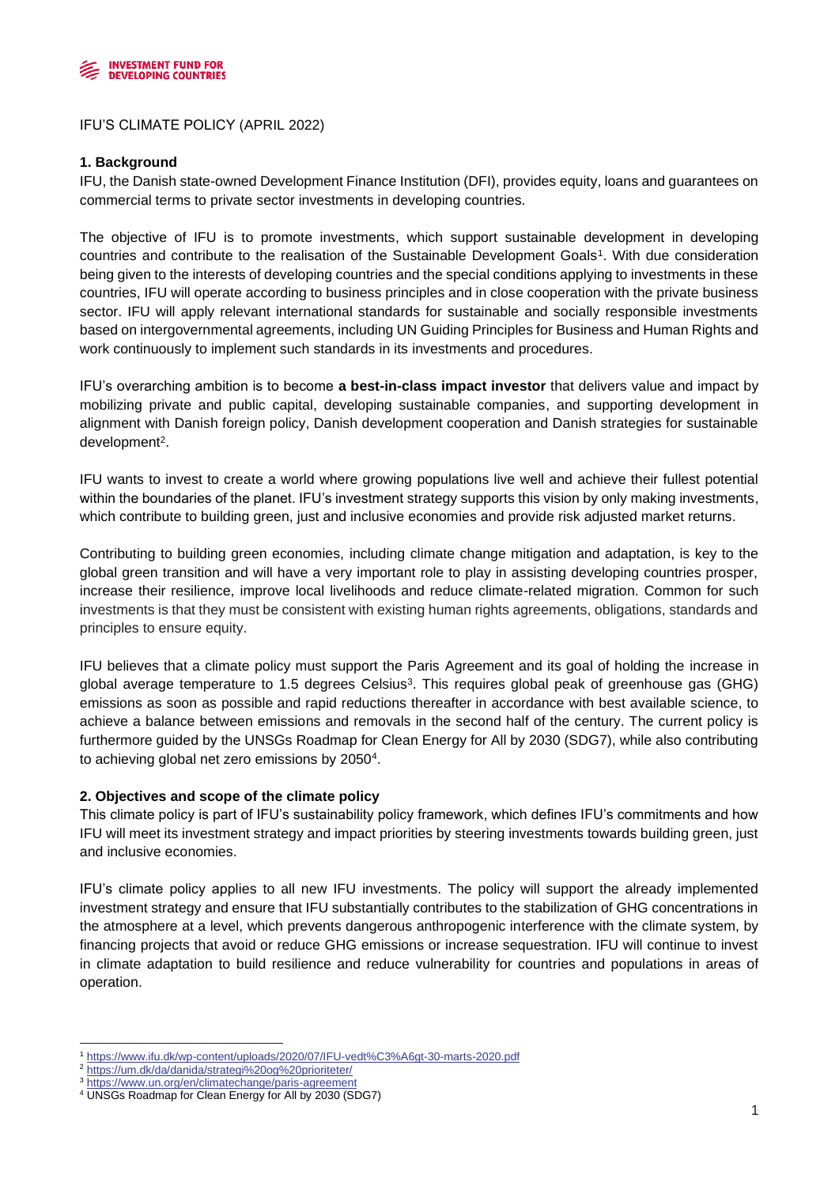IFU'S CLIMATE POLICY (APRIL 2022)

## 1. Background

IFU, the Danish state-owned Development Finance Institution (DFI), provides equity, loans and guarantees on commercial terms to private sector investments in developing countries.

The objective of IFU is to promote investments, which support sustainable development in developing countries and contribute to the realisation of the Sustainable Development Goals[1]. With due consideration being given to the interests of developing countries and the special conditions applying to investments in these countries, IFU will operate according to business principles and in close cooperation with the private business sector. IFU will apply relevant international standards for sustainable and socially responsible investments based on intergovernmental agreements, including UN Guiding Principles for Business and Human Rights and work continuously to implement such standards in its investments and procedures.

IFU's overarching ambition is to become **a best-in-class impact investor** that delivers value and impact by mobilizing private and public capital, developing sustainable companies, and supporting development in alignment with Danish foreign policy, Danish development cooperation and Danish strategies for sustainable development[2].

IFU wants to invest to create a world where growing populations live well and achieve their fullest potential within the boundaries of the planet. IFU's investment strategy supports this vision by only making investments, which contribute to building green, just and inclusive economies and provide risk adjusted market returns.

Contributing to building green economies, including climate change mitigation and adaptation, is key to the global green transition and will have a very important role to play in assisting developing countries prosper, increase their resilience, improve local livelihoods and reduce climate-related migration. Common for such investments is that they must be consistent with existing human rights agreements, obligations, standards and principles to ensure equity.

IFU believes that a climate policy must support the Paris Agreement and its goal of holding the increase in global average temperature to 1.5 degrees Celsius[3]. This requires global peak of greenhouse gas (GHG) emissions as soon as possible and rapid reductions thereafter in accordance with best available science, to achieve a balance between emissions and removals in the second half of the century. The current policy is furthermore guided by the UNSGs Roadmap for Clean Energy for All by 2030 (SDG7), while also contributing to achieving global net zero emissions by 2050[4].

## 2. Objectives and scope of the climate policy

This climate policy is part of IFU's sustainability policy framework, which defines IFU's commitments and how IFU will meet its investment strategy and impact priorities by steering investments towards building green, just and inclusive economies.

IFU's climate policy applies to all new IFU investments. The policy will support the already implemented investment strategy and ensure that IFU substantially contributes to the stabilization of GHG concentrations in the atmosphere at a level, which prevents dangerous anthropogenic interference with the climate system, by financing projects that avoid or reduce GHG emissions or increase sequestration. IFU will continue to invest in climate adaptation to build resilience and reduce vulnerability for countries and populations in areas of operation.

---

[1] https://www.ifu.dk/wp-content/uploads/2020/07/IFU-vedt%C3%A6gt-30-marts-2020.pdf

[2] https://um.dk/da/danida/strategi%20og%20prioriteter/

[3] https://www.un.org/en/climatechange/paris-agreement

[4] UNSGs Roadmap for Clean Energy for All by 2030 (SDG7)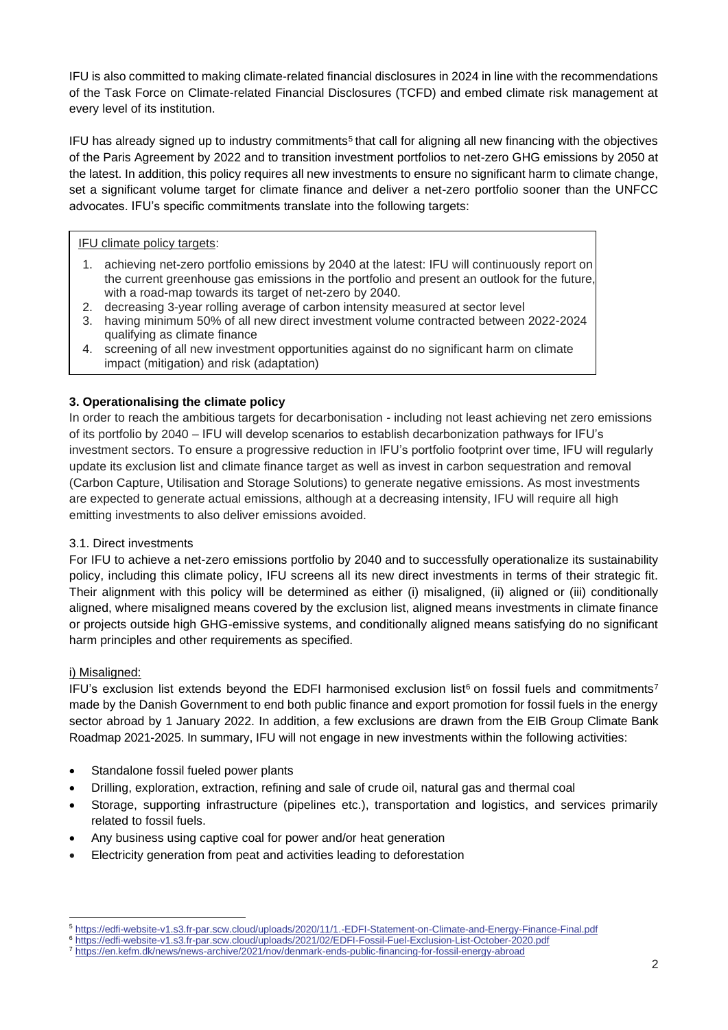IFU is also committed to making climate-related financial disclosures in 2024 in line with the recommendations of the Task Force on Climate-related Financial Disclosures (TCFD) and embed climate risk management at every level of its institution.

IFU has already signed up to industry commitments[5] that call for aligning all new financing with the objectives of the Paris Agreement by 2022 and to transition investment portfolios to net-zero GHG emissions by 2050 at the latest. In addition, this policy requires all new investments to ensure no significant harm to climate change, set a significant volume target for climate finance and deliver a net-zero portfolio sooner than the UNFCC advocates. IFU's specific commitments translate into the following targets:

> IFU climate policy targets:
>
> 1. achieving net-zero portfolio emissions by 2040 at the latest: IFU will continuously report on the current greenhouse gas emissions in the portfolio and present an outlook for the future, with a road-map towards its target of net-zero by 2040.
> 2. decreasing 3-year rolling average of carbon intensity measured at sector level
> 3. having minimum 50% of all new direct investment volume contracted between 2022-2024 qualifying as climate finance
> 4. screening of all new investment opportunities against do no significant harm on climate impact (mitigation) and risk (adaptation)

## 3. Operationalising the climate policy

In order to reach the ambitious targets for decarbonisation - including not least achieving net zero emissions of its portfolio by 2040 – IFU will develop scenarios to establish decarbonization pathways for IFU's investment sectors. To ensure a progressive reduction in IFU's portfolio footprint over time, IFU will regularly update its exclusion list and climate finance target as well as invest in carbon sequestration and removal (Carbon Capture, Utilisation and Storage Solutions) to generate negative emissions. As most investments are expected to generate actual emissions, although at a decreasing intensity, IFU will require all high emitting investments to also deliver emissions avoided.

### 3.1. Direct investments

For IFU to achieve a net-zero emissions portfolio by 2040 and to successfully operationalize its sustainability policy, including this climate policy, IFU screens all its new direct investments in terms of their strategic fit. Their alignment with this policy will be determined as either (i) misaligned, (ii) aligned or (iii) conditionally aligned, where misaligned means covered by the exclusion list, aligned means investments in climate finance or projects outside high GHG-emissive systems, and conditionally aligned means satisfying do no significant harm principles and other requirements as specified.

#### i) Misaligned:

IFU's exclusion list extends beyond the EDFI harmonised exclusion list[6] on fossil fuels and commitments[7] made by the Danish Government to end both public finance and export promotion for fossil fuels in the energy sector abroad by 1 January 2022. In addition, a few exclusions are drawn from the EIB Group Climate Bank Roadmap 2021-2025. In summary, IFU will not engage in new investments within the following activities:

- Standalone fossil fueled power plants
- Drilling, exploration, extraction, refining and sale of crude oil, natural gas and thermal coal
- Storage, supporting infrastructure (pipelines etc.), transportation and logistics, and services primarily related to fossil fuels.
- Any business using captive coal for power and/or heat generation
- Electricity generation from peat and activities leading to deforestation

---

[5] https://edfi-website-v1.s3.fr-par.scw.cloud/uploads/2020/11/1.-EDFI-Statement-on-Climate-and-Energy-Finance-Final.pdf

[6] https://edfi-website-v1.s3.fr-par.scw.cloud/uploads/2021/02/EDFI-Fossil-Fuel-Exclusion-List-October-2020.pdf

[7] https://en.kefm.dk/news/news-archive/2021/nov/denmark-ends-public-financing-for-fossil-energy-abroad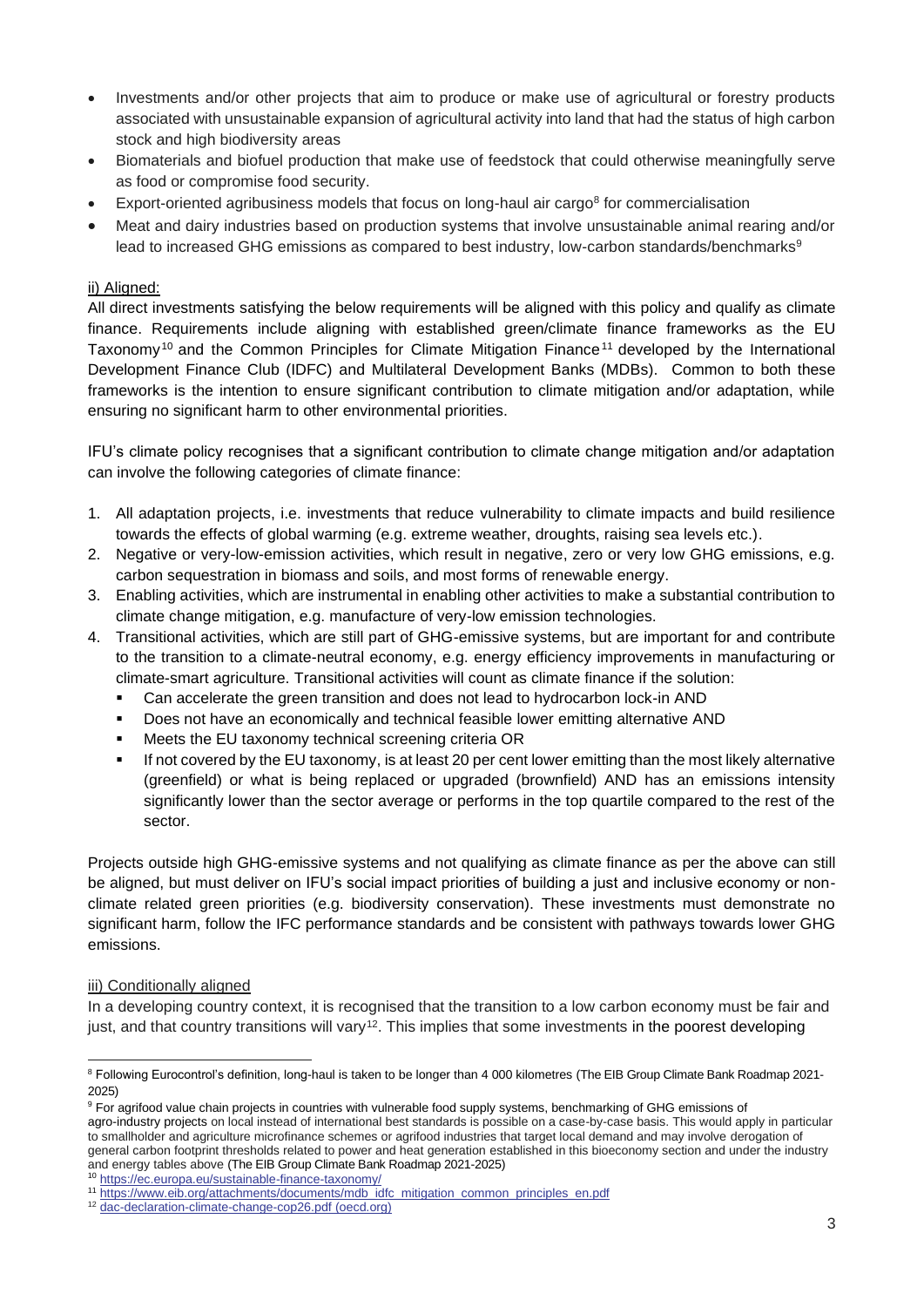- Investments and/or other projects that aim to produce or make use of agricultural or forestry products associated with unsustainable expansion of agricultural activity into land that had the status of high carbon stock and high biodiversity areas
- Biomaterials and biofuel production that make use of feedstock that could otherwise meaningfully serve as food or compromise food security.
- Export-oriented agribusiness models that focus on long-haul air cargo[8] for commercialisation
- Meat and dairy industries based on production systems that involve unsustainable animal rearing and/or lead to increased GHG emissions as compared to best industry, low-carbon standards/benchmarks[9]

ii) Aligned:

All direct investments satisfying the below requirements will be aligned with this policy and qualify as climate finance. Requirements include aligning with established green/climate finance frameworks as the EU Taxonomy[10] and the Common Principles for Climate Mitigation Finance[11] developed by the International Development Finance Club (IDFC) and Multilateral Development Banks (MDBs). Common to both these frameworks is the intention to ensure significant contribution to climate mitigation and/or adaptation, while ensuring no significant harm to other environmental priorities.

IFU's climate policy recognises that a significant contribution to climate change mitigation and/or adaptation can involve the following categories of climate finance:

1. All adaptation projects, i.e. investments that reduce vulnerability to climate impacts and build resilience towards the effects of global warming (e.g. extreme weather, droughts, raising sea levels etc.).
2. Negative or very-low-emission activities, which result in negative, zero or very low GHG emissions, e.g. carbon sequestration in biomass and soils, and most forms of renewable energy.
3. Enabling activities, which are instrumental in enabling other activities to make a substantial contribution to climate change mitigation, e.g. manufacture of very-low emission technologies.
4. Transitional activities, which are still part of GHG-emissive systems, but are important for and contribute to the transition to a climate-neutral economy, e.g. energy efficiency improvements in manufacturing or climate-smart agriculture. Transitional activities will count as climate finance if the solution:
   - Can accelerate the green transition and does not lead to hydrocarbon lock-in AND
   - Does not have an economically and technical feasible lower emitting alternative AND
   - Meets the EU taxonomy technical screening criteria OR
   - If not covered by the EU taxonomy, is at least 20 per cent lower emitting than the most likely alternative (greenfield) or what is being replaced or upgraded (brownfield) AND has an emissions intensity significantly lower than the sector average or performs in the top quartile compared to the rest of the sector.

Projects outside high GHG-emissive systems and not qualifying as climate finance as per the above can still be aligned, but must deliver on IFU's social impact priorities of building a just and inclusive economy or non-climate related green priorities (e.g. biodiversity conservation). These investments must demonstrate no significant harm, follow the IFC performance standards and be consistent with pathways towards lower GHG emissions.

iii) Conditionally aligned

In a developing country context, it is recognised that the transition to a low carbon economy must be fair and just, and that country transitions will vary[12]. This implies that some investments in the poorest developing

---

[8] Following Eurocontrol's definition, long-haul is taken to be longer than 4 000 kilometres (The EIB Group Climate Bank Roadmap 2021-2025)

[9] For agrifood value chain projects in countries with vulnerable food supply systems, benchmarking of GHG emissions of agro-industry projects on local instead of international best standards is possible on a case-by-case basis. This would apply in particular to smallholder and agriculture microfinance schemes or agrifood industries that target local demand and may involve derogation of general carbon footprint thresholds related to power and heat generation established in this bioeconomy section and under the industry and energy tables above (The EIB Group Climate Bank Roadmap 2021-2025)

[10] https://ec.europa.eu/sustainable-finance-taxonomy/

[11] https://www.eib.org/attachments/documents/mdb_idfc_mitigation_common_principles_en.pdf

[12] dac-declaration-climate-change-cop26.pdf (oecd.org)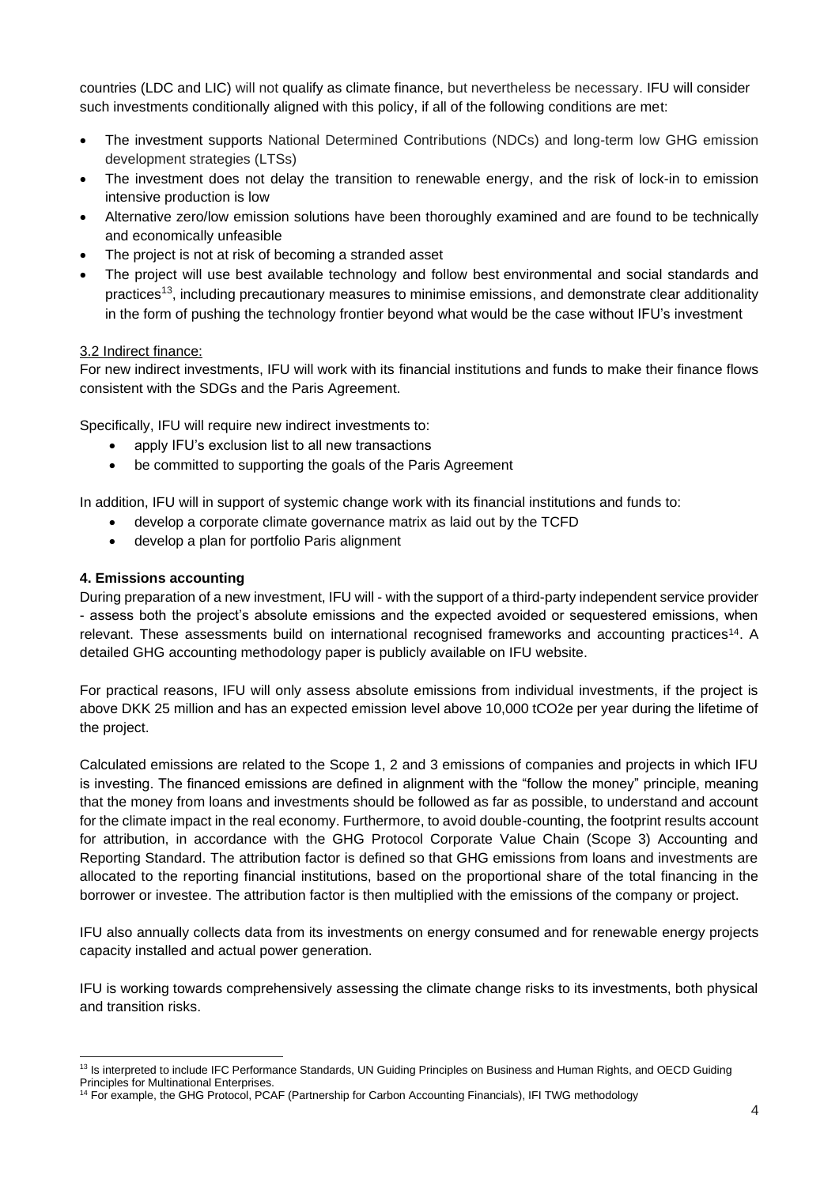countries (LDC and LIC) will not qualify as climate finance, but nevertheless be necessary. IFU will consider such investments conditionally aligned with this policy, if all of the following conditions are met:

- The investment supports National Determined Contributions (NDCs) and long-term low GHG emission development strategies (LTSs)
- The investment does not delay the transition to renewable energy, and the risk of lock-in to emission intensive production is low
- Alternative zero/low emission solutions have been thoroughly examined and are found to be technically and economically unfeasible
- The project is not at risk of becoming a stranded asset
- The project will use best available technology and follow best environmental and social standards and practices[13], including precautionary measures to minimise emissions, and demonstrate clear additionality in the form of pushing the technology frontier beyond what would be the case without IFU's investment

3.2 Indirect finance:

For new indirect investments, IFU will work with its financial institutions and funds to make their finance flows consistent with the SDGs and the Paris Agreement.

Specifically, IFU will require new indirect investments to:

- apply IFU's exclusion list to all new transactions
- be committed to supporting the goals of the Paris Agreement

In addition, IFU will in support of systemic change work with its financial institutions and funds to:

- develop a corporate climate governance matrix as laid out by the TCFD
- develop a plan for portfolio Paris alignment

**4. Emissions accounting**

During preparation of a new investment, IFU will - with the support of a third-party independent service provider - assess both the project's absolute emissions and the expected avoided or sequestered emissions, when relevant. These assessments build on international recognised frameworks and accounting practices[14]. A detailed GHG accounting methodology paper is publicly available on IFU website.

For practical reasons, IFU will only assess absolute emissions from individual investments, if the project is above DKK 25 million and has an expected emission level above 10,000 tCO2e per year during the lifetime of the project.

Calculated emissions are related to the Scope 1, 2 and 3 emissions of companies and projects in which IFU is investing. The financed emissions are defined in alignment with the "follow the money" principle, meaning that the money from loans and investments should be followed as far as possible, to understand and account for the climate impact in the real economy. Furthermore, to avoid double-counting, the footprint results account for attribution, in accordance with the GHG Protocol Corporate Value Chain (Scope 3) Accounting and Reporting Standard. The attribution factor is defined so that GHG emissions from loans and investments are allocated to the reporting financial institutions, based on the proportional share of the total financing in the borrower or investee. The attribution factor is then multiplied with the emissions of the company or project.

IFU also annually collects data from its investments on energy consumed and for renewable energy projects capacity installed and actual power generation.

IFU is working towards comprehensively assessing the climate change risks to its investments, both physical and transition risks.

[13] Is interpreted to include IFC Performance Standards, UN Guiding Principles on Business and Human Rights, and OECD Guiding Principles for Multinational Enterprises.

[14] For example, the GHG Protocol, PCAF (Partnership for Carbon Accounting Financials), IFI TWG methodology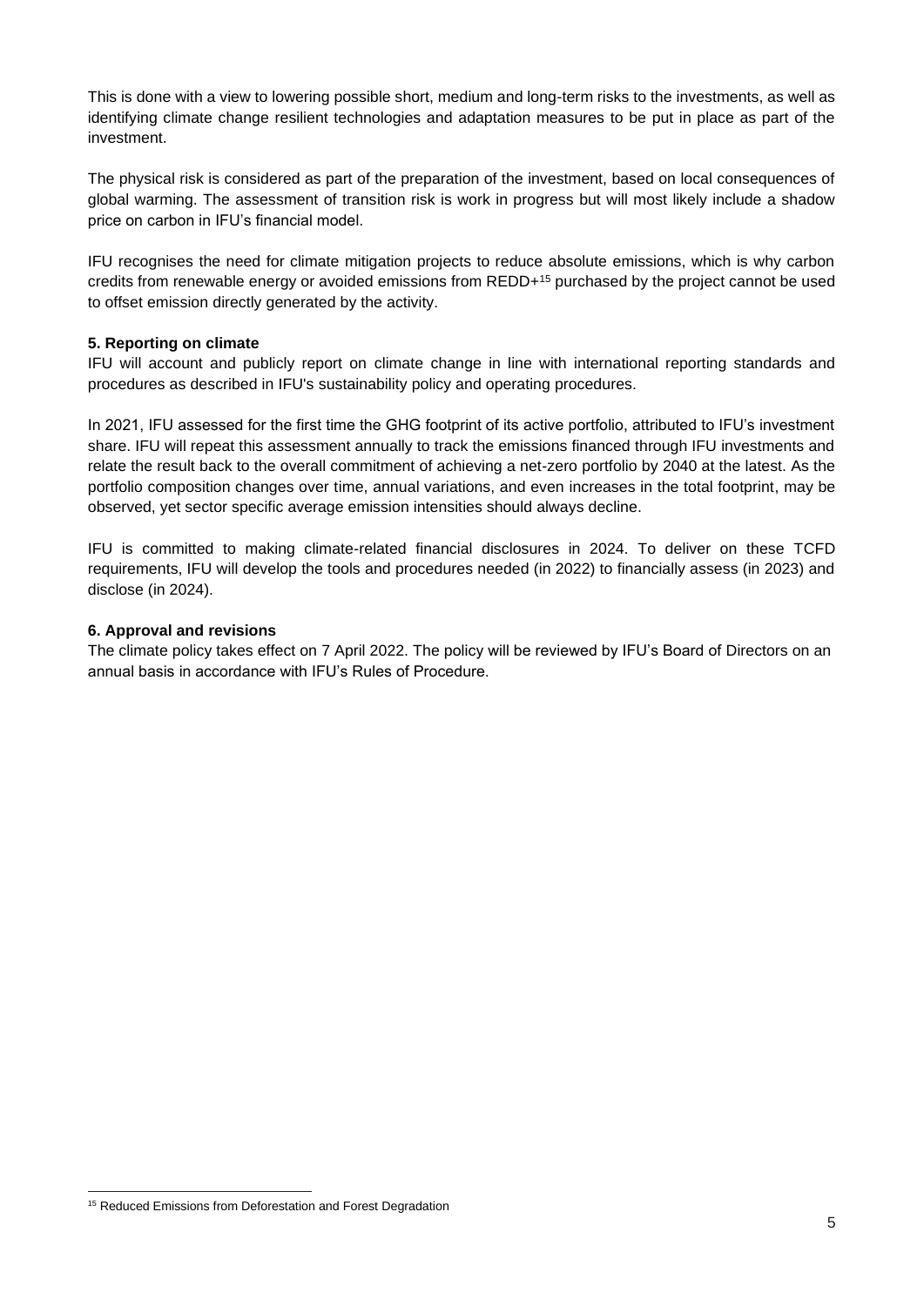This is done with a view to lowering possible short, medium and long-term risks to the investments, as well as identifying climate change resilient technologies and adaptation measures to be put in place as part of the investment.

The physical risk is considered as part of the preparation of the investment, based on local consequences of global warming. The assessment of transition risk is work in progress but will most likely include a shadow price on carbon in IFU's financial model.

IFU recognises the need for climate mitigation projects to reduce absolute emissions, which is why carbon credits from renewable energy or avoided emissions from REDD+[15] purchased by the project cannot be used to offset emission directly generated by the activity.

**5. Reporting on climate**

IFU will account and publicly report on climate change in line with international reporting standards and procedures as described in IFU's sustainability policy and operating procedures.

In 2021, IFU assessed for the first time the GHG footprint of its active portfolio, attributed to IFU's investment share. IFU will repeat this assessment annually to track the emissions financed through IFU investments and relate the result back to the overall commitment of achieving a net-zero portfolio by 2040 at the latest. As the portfolio composition changes over time, annual variations, and even increases in the total footprint, may be observed, yet sector specific average emission intensities should always decline.

IFU is committed to making climate-related financial disclosures in 2024. To deliver on these TCFD requirements, IFU will develop the tools and procedures needed (in 2022) to financially assess (in 2023) and disclose (in 2024).

**6. Approval and revisions**

The climate policy takes effect on 7 April 2022. The policy will be reviewed by IFU's Board of Directors on an annual basis in accordance with IFU's Rules of Procedure.

[15] Reduced Emissions from Deforestation and Forest Degradation